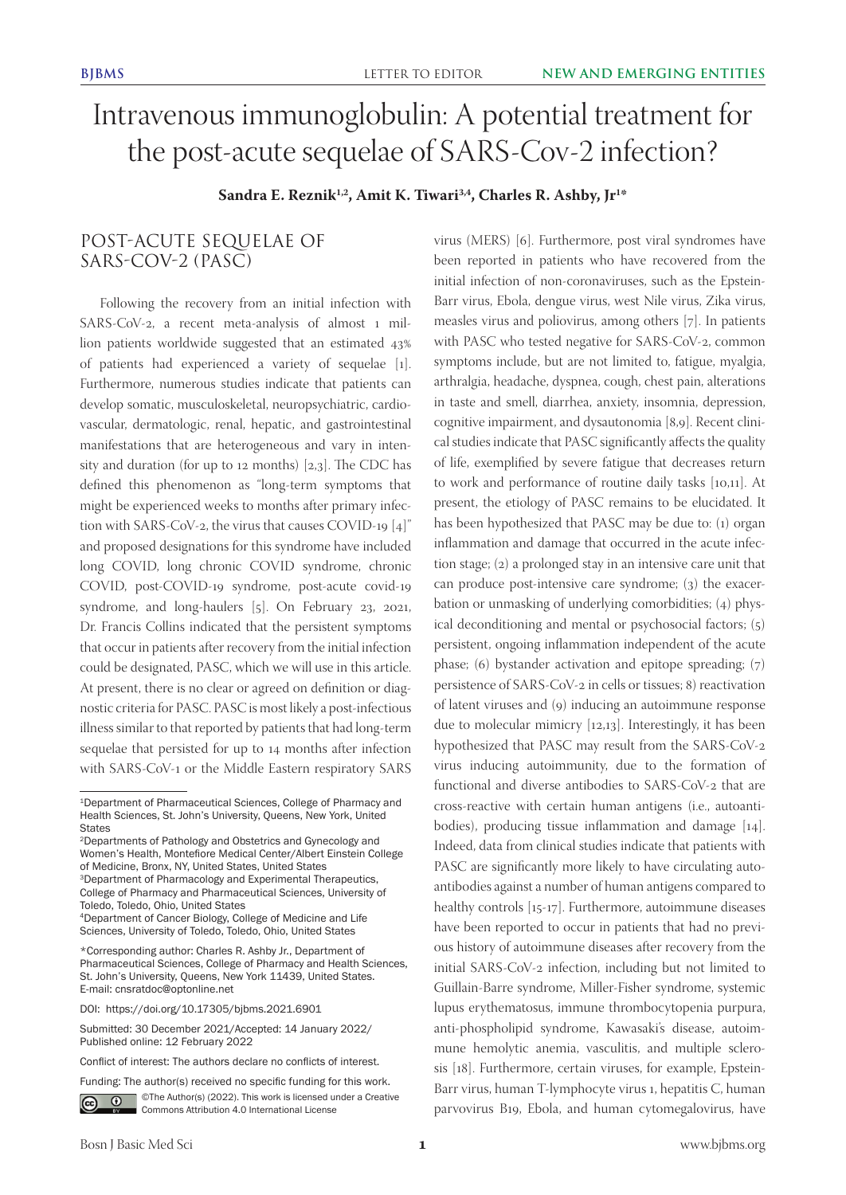# Intravenous immunoglobulin: A potential treatment for the post-acute sequelae of SARS-Cov-2 infection?

**Sandra E. Reznik[1,2], Amit K. Tiwari[3,4], Charles R. Ashby, Jr[1*]**

## POST-ACUTE SEQUELAE OF SARS-COV-2 (PASC)

Following the recovery from an initial infection with SARS-CoV-2, a recent meta-analysis of almost 1 million patients worldwide suggested that an estimated 43% of patients had experienced a variety of sequelae [1]. Furthermore, numerous studies indicate that patients can develop somatic, musculoskeletal, neuropsychiatric, cardiovascular, dermatologic, renal, hepatic, and gastrointestinal manifestations that are heterogeneous and vary in intensity and duration (for up to 12 months) [2,3]. The CDC has defined this phenomenon as "long-term symptoms that might be experienced weeks to months after primary infection with SARS-CoV-2, the virus that causes COVID-19 [4]" and proposed designations for this syndrome have included long COVID, long chronic COVID syndrome, chronic COVID, post-COVID-19 syndrome, post-acute covid-19 syndrome, and long-haulers [5]. On February 23, 2021, Dr. Francis Collins indicated that the persistent symptoms that occur in patients after recovery from the initial infection could be designated, PASC, which we will use in this article. At present, there is no clear or agreed on definition or diagnostic criteria for PASC. PASC is most likely a post-infectious illness similar to that reported by patients that had long-term sequelae that persisted for up to 14 months after infection with SARS-CoV-1 or the Middle Eastern respiratory SARS virus (MERS) [6]. Furthermore, post viral syndromes have been reported in patients who have recovered from the initial infection of non-coronaviruses, such as the Epstein-Barr virus, Ebola, dengue virus, west Nile virus, Zika virus, measles virus and poliovirus, among others [7]. In patients with PASC who tested negative for SARS-CoV-2, common symptoms include, but are not limited to, fatigue, myalgia, arthralgia, headache, dyspnea, cough, chest pain, alterations in taste and smell, diarrhea, anxiety, insomnia, depression, cognitive impairment, and dysautonomia [8,9]. Recent clinical studies indicate that PASC significantly affects the quality of life, exemplified by severe fatigue that decreases return to work and performance of routine daily tasks [10,11]. At present, the etiology of PASC remains to be elucidated. It has been hypothesized that PASC may be due to: (1) organ inflammation and damage that occurred in the acute infection stage; (2) a prolonged stay in an intensive care unit that can produce post-intensive care syndrome; (3) the exacerbation or unmasking of underlying comorbidities; (4) physical deconditioning and mental or psychosocial factors; (5) persistent, ongoing inflammation independent of the acute phase; (6) bystander activation and epitope spreading; (7) persistence of SARS-CoV-2 in cells or tissues; 8) reactivation of latent viruses and (9) inducing an autoimmune response due to molecular mimicry [12,13]. Interestingly, it has been hypothesized that PASC may result from the SARS-CoV-2 virus inducing autoimmunity, due to the formation of functional and diverse antibodies to SARS-CoV-2 that are cross-reactive with certain human antigens (i.e., autoantibodies), producing tissue inflammation and damage [14]. Indeed, data from clinical studies indicate that patients with PASC are significantly more likely to have circulating autoantibodies against a number of human antigens compared to healthy controls [15-17]. Furthermore, autoimmune diseases have been reported to occur in patients that had no previous history of autoimmune diseases after recovery from the initial SARS-CoV-2 infection, including but not limited to Guillain-Barre syndrome, Miller-Fisher syndrome, systemic lupus erythematosus, immune thrombocytopenia purpura, anti-phospholipid syndrome, Kawasaki's disease, autoimmune hemolytic anemia, vasculitis, and multiple sclerosis [18]. Furthermore, certain viruses, for example, Epstein-Barr virus, human T-lymphocyte virus 1, hepatitis C, human parvovirus B19, Ebola, and human cytomegalovirus, have

---

[1]Department of Pharmaceutical Sciences, College of Pharmacy and Health Sciences, St. John's University, Queens, New York, United States

[2]Departments of Pathology and Obstetrics and Gynecology and Women's Health, Montefiore Medical Center/Albert Einstein College of Medicine, Bronx, NY, United States, United States

[3]Department of Pharmacology and Experimental Therapeutics, College of Pharmacy and Pharmaceutical Sciences, University of Toledo, Toledo, Ohio, United States

[4]Department of Cancer Biology, College of Medicine and Life Sciences, University of Toledo, Toledo, Ohio, United States

*Corresponding author: Charles R. Ashby Jr., Department of Pharmaceutical Sciences, College of Pharmacy and Health Sciences, St. John's University, Queens, New York 11439, United States. E-mail: cnsratdoc@optonline.net

DOI: https://doi.org/10.17305/bjbms.2021.6901

Submitted: 30 December 2021/Accepted: 14 January 2022/ Published online: 12 February 2022

Conflict of interest: The authors declare no conflicts of interest.

Funding: The author(s) received no specific funding for this work.

©The Author(s) (2022). This work is licensed under a Creative Commons Attribution 4.0 International License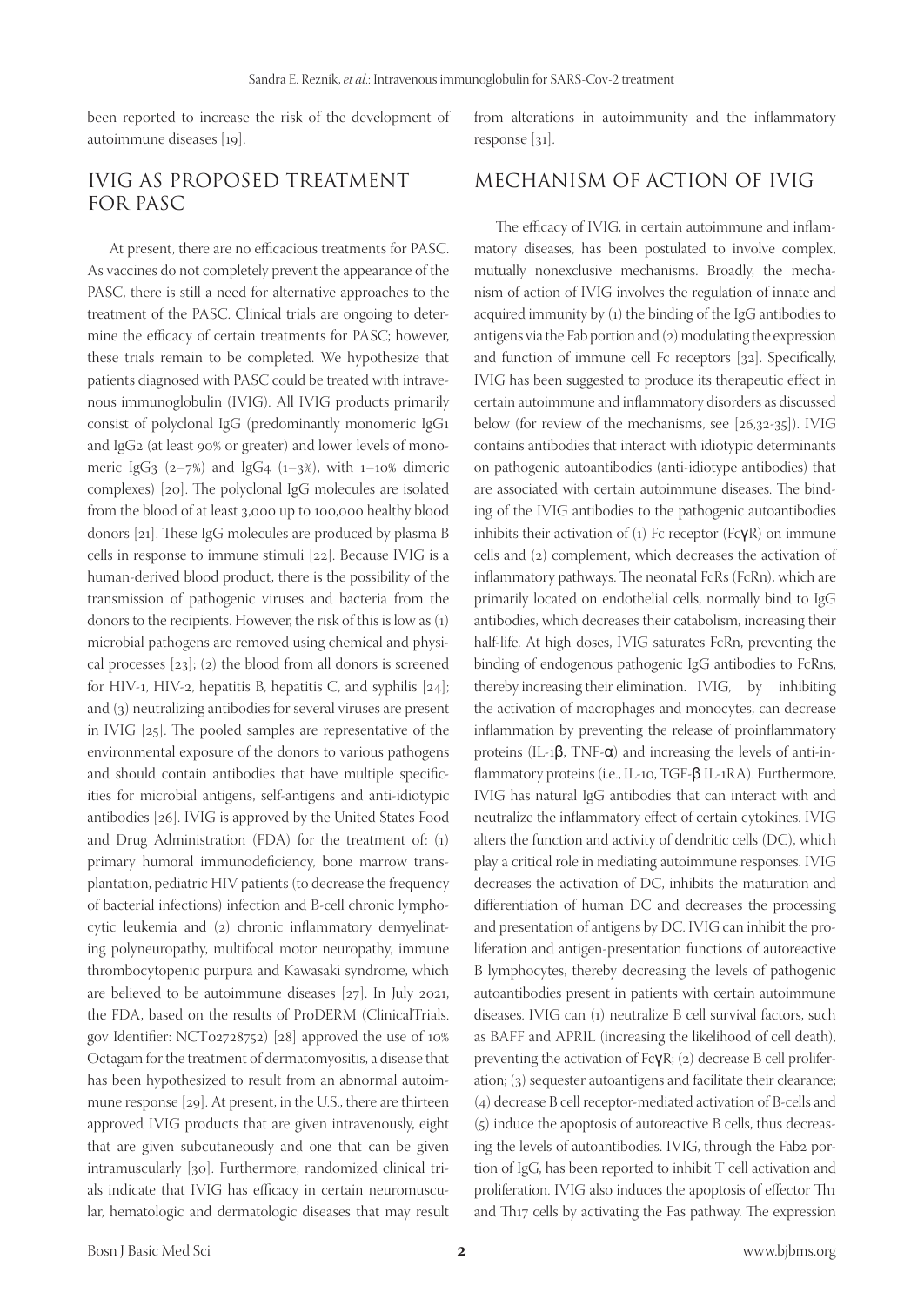been reported to increase the risk of the development of autoimmune diseases [19].

## IVIG AS PROPOSED TREATMENT FOR PASC

At present, there are no efficacious treatments for PASC. As vaccines do not completely prevent the appearance of the PASC, there is still a need for alternative approaches to the treatment of the PASC. Clinical trials are ongoing to determine the efficacy of certain treatments for PASC; however, these trials remain to be completed. We hypothesize that patients diagnosed with PASC could be treated with intravenous immunoglobulin (IVIG). All IVIG products primarily consist of polyclonal IgG (predominantly monomeric IgG1 and IgG2 (at least 90% or greater) and lower levels of monomeric IgG3 (2–7%) and IgG4 (1–3%), with 1–10% dimeric complexes) [20]. The polyclonal IgG molecules are isolated from the blood of at least 3,000 up to 100,000 healthy blood donors [21]. These IgG molecules are produced by plasma B cells in response to immune stimuli [22]. Because IVIG is a human-derived blood product, there is the possibility of the transmission of pathogenic viruses and bacteria from the donors to the recipients. However, the risk of this is low as (1) microbial pathogens are removed using chemical and physical processes [23]; (2) the blood from all donors is screened for HIV-1, HIV-2, hepatitis B, hepatitis C, and syphilis [24]; and (3) neutralizing antibodies for several viruses are present in IVIG [25]. The pooled samples are representative of the environmental exposure of the donors to various pathogens and should contain antibodies that have multiple specificities for microbial antigens, self-antigens and anti-idiotypic antibodies [26]. IVIG is approved by the United States Food and Drug Administration (FDA) for the treatment of: (1) primary humoral immunodeficiency, bone marrow transplantation, pediatric HIV patients (to decrease the frequency of bacterial infections) infection and B-cell chronic lymphocytic leukemia and (2) chronic inflammatory demyelinating polyneuropathy, multifocal motor neuropathy, immune thrombocytopenic purpura and Kawasaki syndrome, which are believed to be autoimmune diseases [27]. In July 2021, the FDA, based on the results of ProDERM (ClinicalTrials.gov Identifier: NCT02728752) [28] approved the use of 10% Octagam for the treatment of dermatomyositis, a disease that has been hypothesized to result from an abnormal autoimmune response [29]. At present, in the U.S., there are thirteen approved IVIG products that are given intravenously, eight that are given subcutaneously and one that can be given intramuscularly [30]. Furthermore, randomized clinical trials indicate that IVIG has efficacy in certain neuromuscular, hematologic and dermatologic diseases that may result from alterations in autoimmunity and the inflammatory response [31].

## MECHANISM OF ACTION OF IVIG

The efficacy of IVIG, in certain autoimmune and inflammatory diseases, has been postulated to involve complex, mutually nonexclusive mechanisms. Broadly, the mechanism of action of IVIG involves the regulation of innate and acquired immunity by (1) the binding of the IgG antibodies to antigens via the Fab portion and (2) modulating the expression and function of immune cell Fc receptors [32]. Specifically, IVIG has been suggested to produce its therapeutic effect in certain autoimmune and inflammatory disorders as discussed below (for review of the mechanisms, see [26,32-35]). IVIG contains antibodies that interact with idiotypic determinants on pathogenic autoantibodies (anti-idiotype antibodies) that are associated with certain autoimmune diseases. The binding of the IVIG antibodies to the pathogenic autoantibodies inhibits their activation of (1) Fc receptor (FcγR) on immune cells and (2) complement, which decreases the activation of inflammatory pathways. The neonatal FcRs (FcRn), which are primarily located on endothelial cells, normally bind to IgG antibodies, which decreases their catabolism, increasing their half-life. At high doses, IVIG saturates FcRn, preventing the binding of endogenous pathogenic IgG antibodies to FcRns, thereby increasing their elimination. IVIG, by inhibiting the activation of macrophages and monocytes, can decrease inflammation by preventing the release of proinflammatory proteins (IL-1β, TNF-α) and increasing the levels of anti-inflammatory proteins (i.e., IL-10, TGF-β IL-1RA). Furthermore, IVIG has natural IgG antibodies that can interact with and neutralize the inflammatory effect of certain cytokines. IVIG alters the function and activity of dendritic cells (DC), which play a critical role in mediating autoimmune responses. IVIG decreases the activation of DC, inhibits the maturation and differentiation of human DC and decreases the processing and presentation of antigens by DC. IVIG can inhibit the proliferation and antigen-presentation functions of autoreactive B lymphocytes, thereby decreasing the levels of pathogenic autoantibodies present in patients with certain autoimmune diseases. IVIG can (1) neutralize B cell survival factors, such as BAFF and APRIL (increasing the likelihood of cell death), preventing the activation of FcγR; (2) decrease B cell proliferation; (3) sequester autoantigens and facilitate their clearance; (4) decrease B cell receptor-mediated activation of B-cells and (5) induce the apoptosis of autoreactive B cells, thus decreasing the levels of autoantibodies. IVIG, through the Fab2 portion of IgG, has been reported to inhibit T cell activation and proliferation. IVIG also induces the apoptosis of effector Th1 and Th17 cells by activating the Fas pathway. The expression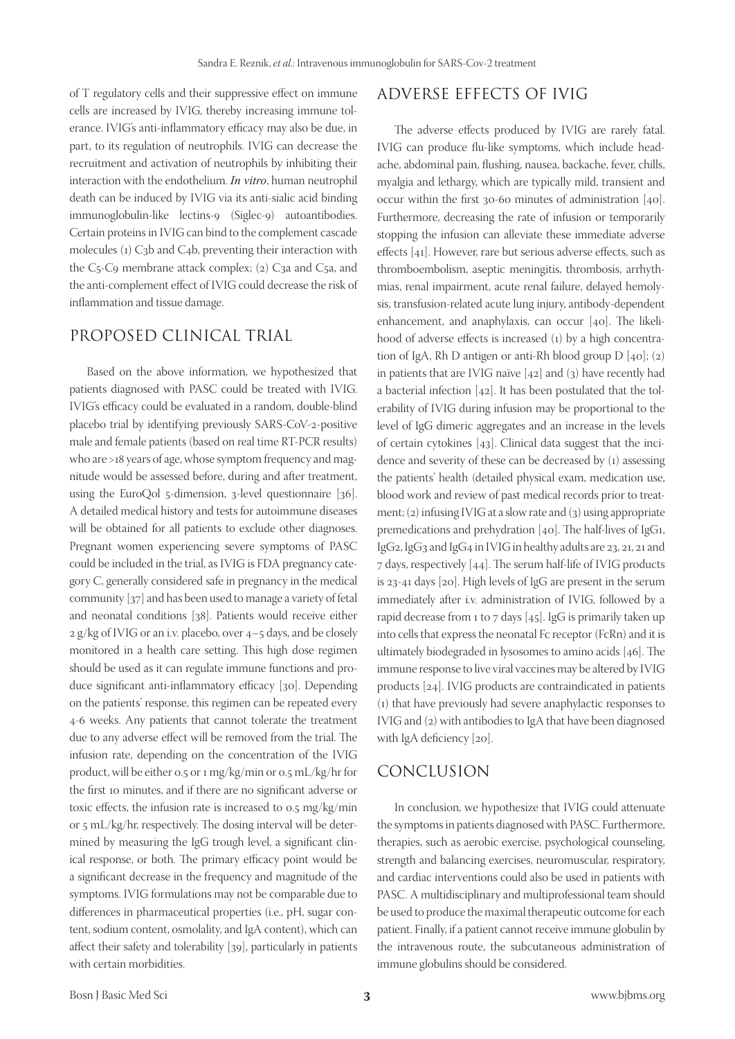of T regulatory cells and their suppressive effect on immune cells are increased by IVIG, thereby increasing immune tolerance. IVIG's anti-inflammatory efficacy may also be due, in part, to its regulation of neutrophils. IVIG can decrease the recruitment and activation of neutrophils by inhibiting their interaction with the endothelium. ***In vitro***, human neutrophil death can be induced by IVIG via its anti-sialic acid binding immunoglobulin-like lectins-9 (Siglec-9) autoantibodies. Certain proteins in IVIG can bind to the complement cascade molecules (1) C3b and C4b, preventing their interaction with the C5-C9 membrane attack complex; (2) C3a and C5a, and the anti-complement effect of IVIG could decrease the risk of inflammation and tissue damage.

## PROPOSED CLINICAL TRIAL

Based on the above information, we hypothesized that patients diagnosed with PASC could be treated with IVIG. IVIG's efficacy could be evaluated in a random, double-blind placebo trial by identifying previously SARS-CoV-2-positive male and female patients (based on real time RT-PCR results) who are >18 years of age, whose symptom frequency and magnitude would be assessed before, during and after treatment, using the EuroQol 5-dimension, 3-level questionnaire [36]. A detailed medical history and tests for autoimmune diseases will be obtained for all patients to exclude other diagnoses. Pregnant women experiencing severe symptoms of PASC could be included in the trial, as IVIG is FDA pregnancy category C, generally considered safe in pregnancy in the medical community [37] and has been used to manage a variety of fetal and neonatal conditions [38]. Patients would receive either 2 g/kg of IVIG or an i.v. placebo, over 4–5 days, and be closely monitored in a health care setting. This high dose regimen should be used as it can regulate immune functions and produce significant anti-inflammatory efficacy [30]. Depending on the patients' response, this regimen can be repeated every 4-6 weeks. Any patients that cannot tolerate the treatment due to any adverse effect will be removed from the trial. The infusion rate, depending on the concentration of the IVIG product, will be either 0.5 or 1 mg/kg/min or 0.5 mL/kg/hr for the first 10 minutes, and if there are no significant adverse or toxic effects, the infusion rate is increased to 0.5 mg/kg/min or 5 mL/kg/hr, respectively. The dosing interval will be determined by measuring the IgG trough level, a significant clinical response, or both. The primary efficacy point would be a significant decrease in the frequency and magnitude of the symptoms. IVIG formulations may not be comparable due to differences in pharmaceutical properties (i.e., pH, sugar content, sodium content, osmolality, and IgA content), which can affect their safety and tolerability [39], particularly in patients with certain morbidities.

## ADVERSE EFFECTS OF IVIG

The adverse effects produced by IVIG are rarely fatal. IVIG can produce flu-like symptoms, which include headache, abdominal pain, flushing, nausea, backache, fever, chills, myalgia and lethargy, which are typically mild, transient and occur within the first 30-60 minutes of administration [40]. Furthermore, decreasing the rate of infusion or temporarily stopping the infusion can alleviate these immediate adverse effects [41]. However, rare but serious adverse effects, such as thromboembolism, aseptic meningitis, thrombosis, arrhythmias, renal impairment, acute renal failure, delayed hemolysis, transfusion-related acute lung injury, antibody-dependent enhancement, and anaphylaxis, can occur [40]. The likelihood of adverse effects is increased (1) by a high concentration of IgA, Rh D antigen or anti-Rh blood group D [40]; (2) in patients that are IVIG naïve [42] and (3) have recently had a bacterial infection [42]. It has been postulated that the tolerability of IVIG during infusion may be proportional to the level of IgG dimeric aggregates and an increase in the levels of certain cytokines [43]. Clinical data suggest that the incidence and severity of these can be decreased by (1) assessing the patients' health (detailed physical exam, medication use, blood work and review of past medical records prior to treatment; (2) infusing IVIG at a slow rate and (3) using appropriate premedications and prehydration [40]. The half-lives of IgG1, IgG2, IgG3 and IgG4 in IVIG in healthy adults are 23, 21, 21 and 7 days, respectively [44]. The serum half-life of IVIG products is 23-41 days [20]. High levels of IgG are present in the serum immediately after i.v. administration of IVIG, followed by a rapid decrease from 1 to 7 days [45]. IgG is primarily taken up into cells that express the neonatal Fc receptor (FcRn) and it is ultimately biodegraded in lysosomes to amino acids [46]. The immune response to live viral vaccines may be altered by IVIG products [24]. IVIG products are contraindicated in patients (1) that have previously had severe anaphylactic responses to IVIG and (2) with antibodies to IgA that have been diagnosed with IgA deficiency [20].

## CONCLUSION

In conclusion, we hypothesize that IVIG could attenuate the symptoms in patients diagnosed with PASC. Furthermore, therapies, such as aerobic exercise, psychological counseling, strength and balancing exercises, neuromuscular, respiratory, and cardiac interventions could also be used in patients with PASC. A multidisciplinary and multiprofessional team should be used to produce the maximal therapeutic outcome for each patient. Finally, if a patient cannot receive immune globulin by the intravenous route, the subcutaneous administration of immune globulins should be considered.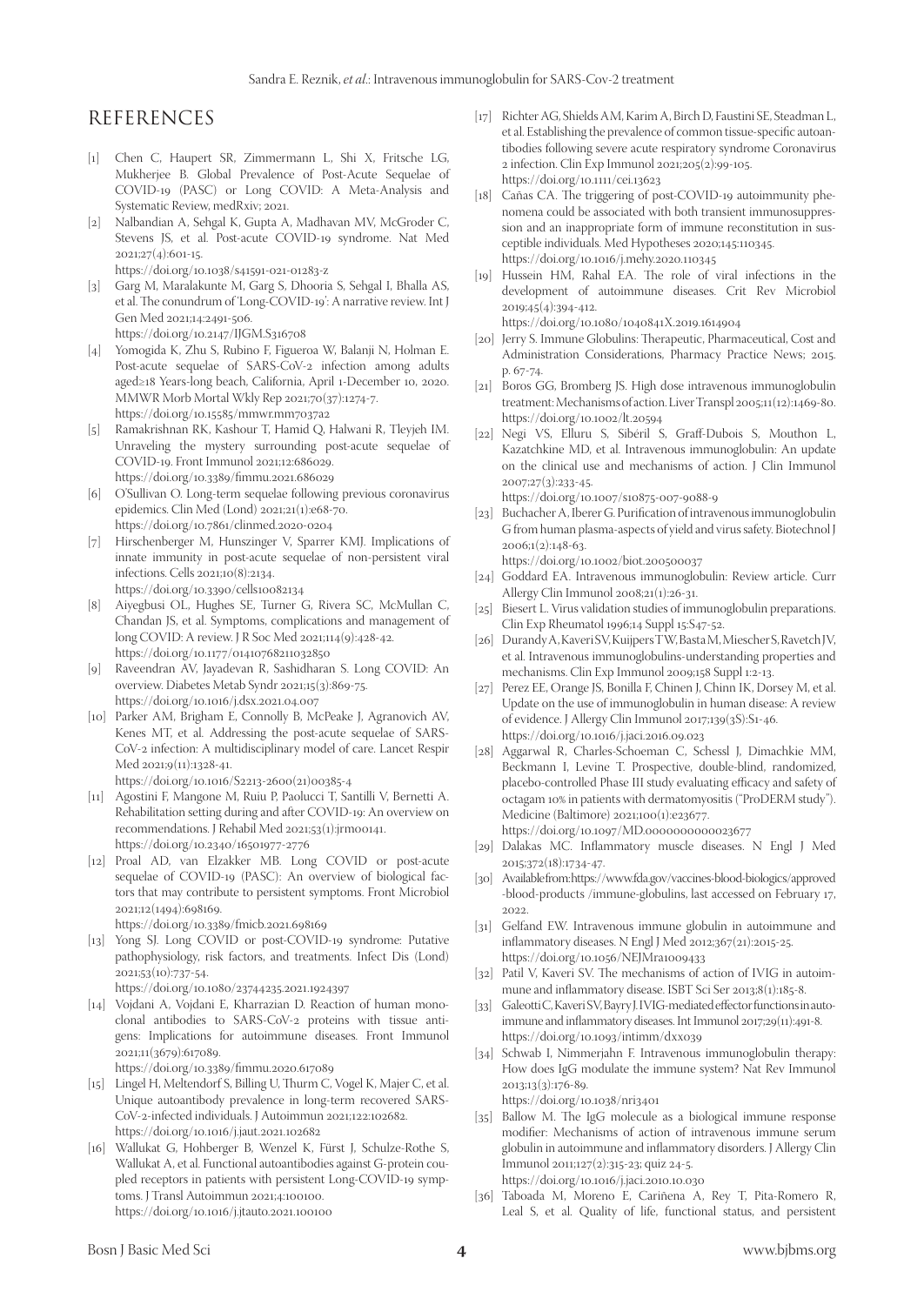# REFERENCES

[1] Chen C, Haupert SR, Zimmermann L, Shi X, Fritsche LG, Mukherjee B. Global Prevalence of Post-Acute Sequelae of COVID-19 (PASC) or Long COVID: A Meta-Analysis and Systematic Review, medRxiv; 2021.

[2] Nalbandian A, Sehgal K, Gupta A, Madhavan MV, McGroder C, Stevens JS, et al. Post-acute COVID-19 syndrome. Nat Med 2021;27(4):601-15. https://doi.org/10.1038/s41591-021-01283-z

[3] Garg M, Maralakunte M, Garg S, Dhooria S, Sehgal I, Bhalla AS, et al. The conundrum of 'Long-COVID-19': A narrative review. Int J Gen Med 2021;14:2491-506. https://doi.org/10.2147/IJGM.S316708

[4] Yomogida K, Zhu S, Rubino F, Figueroa W, Balanji N, Holman E. Post-acute sequelae of SARS-CoV-2 infection among adults aged≥18 Years-long beach, California, April 1-December 10, 2020. MMWR Morb Mortal Wkly Rep 2021;70(37):1274-7. https://doi.org/10.15585/mmwr.mm7037a2

[5] Ramakrishnan RK, Kashour T, Hamid Q, Halwani R, Tleyjeh IM. Unraveling the mystery surrounding post-acute sequelae of COVID-19. Front Immunol 2021;12:686029. https://doi.org/10.3389/fimmu.2021.686029

[6] O'Sullivan O. Long-term sequelae following previous coronavirus epidemics. Clin Med (Lond) 2021;21(1):e68-70. https://doi.org/10.7861/clinmed.2020-0204

[7] Hirschenberger M, Hunszinger V, Sparrer KMJ. Implications of innate immunity in post-acute sequelae of non-persistent viral infections. Cells 2021;10(8):2134. https://doi.org/10.3390/cells10082134

[8] Aiyegbusi OL, Hughes SE, Turner G, Rivera SC, McMullan C, Chandan JS, et al. Symptoms, complications and management of long COVID: A review. J R Soc Med 2021;114(9):428-42. https://doi.org/10.1177/01410768211032850

[9] Raveendran AV, Jayadevan R, Sashidharan S. Long COVID: An overview. Diabetes Metab Syndr 2021;15(3):869-75. https://doi.org/10.1016/j.dsx.2021.04.007

[10] Parker AM, Brigham E, Connolly B, McPeake J, Agranovich AV, Kenes MT, et al. Addressing the post-acute sequelae of SARS-CoV-2 infection: A multidisciplinary model of care. Lancet Respir Med 2021;9(11):1328-41. https://doi.org/10.1016/S2213-2600(21)00385-4

[11] Agostini F, Mangone M, Ruiu P, Paolucci T, Santilli V, Bernetti A. Rehabilitation setting during and after COVID-19: An overview on recommendations. J Rehabil Med 2021;53(1):jrm00141. https://doi.org/10.2340/16501977-2776

[12] Proal AD, van Elzakker MB. Long COVID or post-acute sequelae of COVID-19 (PASC): An overview of biological factors that may contribute to persistent symptoms. Front Microbiol 2021;12(1494):698169. https://doi.org/10.3389/fmicb.2021.698169

[13] Yong SJ. Long COVID or post-COVID-19 syndrome: Putative pathophysiology, risk factors, and treatments. Infect Dis (Lond) 2021;53(10):737-54. https://doi.org/10.1080/23744235.2021.1924397

[14] Vojdani A, Vojdani E, Kharrazian D. Reaction of human monoclonal antibodies to SARS-CoV-2 proteins with tissue antigens: Implications for autoimmune diseases. Front Immunol 2021;11(3679):617089. https://doi.org/10.3389/fimmu.2020.617089

[15] Lingel H, Meltendorf S, Billing U, Thurm C, Vogel K, Majer C, et al. Unique autoantibody prevalence in long-term recovered SARS-CoV-2-infected individuals. J Autoimmun 2021;122:102682. https://doi.org/10.1016/j.jaut.2021.102682

[16] Wallukat G, Hohberger B, Wenzel K, Fürst J, Schulze-Rothe S, Wallukat A, et al. Functional autoantibodies against G-protein coupled receptors in patients with persistent Long-COVID-19 symptoms. J Transl Autoimmun 2021;4:100100. https://doi.org/10.1016/j.jtauto.2021.100100

[17] Richter AG, Shields AM, Karim A, Birch D, Faustini SE, Steadman L, et al. Establishing the prevalence of common tissue-specific autoantibodies following severe acute respiratory syndrome Coronavirus 2 infection. Clin Exp Immunol 2021;205(2):99-105. https://doi.org/10.1111/cei.13623

[18] Cañas CA. The triggering of post-COVID-19 autoimmunity phenomena could be associated with both transient immunosuppression and an inappropriate form of immune reconstitution in susceptible individuals. Med Hypotheses 2020;145:110345. https://doi.org/10.1016/j.mehy.2020.110345

[19] Hussein HM, Rahal EA. The role of viral infections in the development of autoimmune diseases. Crit Rev Microbiol 2019;45(4):394-412. https://doi.org/10.1080/1040841X.2019.1614904

[20] Jerry S. Immune Globulins: Therapeutic, Pharmaceutical, Cost and Administration Considerations, Pharmacy Practice News; 2015. p. 67-74.

[21] Boros GG, Bromberg JS. High dose intravenous immunoglobulin treatment: Mechanisms of action. Liver Transpl 2005;11(12):1469-80. https://doi.org/10.1002/lt.20594

[22] Negi VS, Elluru S, Sibéril S, Graff-Dubois S, Mouthon L, Kazatchkine MD, et al. Intravenous immunoglobulin: An update on the clinical use and mechanisms of action. J Clin Immunol 2007;27(3):233-45. https://doi.org/10.1007/s10875-007-9088-9

[23] Buchacher A, Iberer G. Purification of intravenous immunoglobulin G from human plasma-aspects of yield and virus safety. Biotechnol J 2006;1(2):148-63. https://doi.org/10.1002/biot.200500037

[24] Goddard EA. Intravenous immunoglobulin: Review article. Curr Allergy Clin Immunol 2008;21(1):26-31.

[25] Biesert L. Virus validation studies of immunoglobulin preparations. Clin Exp Rheumatol 1996;14 Suppl 15:S47-52.

[26] Durandy A, Kaveri SV, Kuijpers TW, Basta M, Miescher S, Ravetch JV, et al. Intravenous immunoglobulins-understanding properties and mechanisms. Clin Exp Immunol 2009;158 Suppl 1:2-13.

[27] Perez EE, Orange JS, Bonilla F, Chinen J, Chinn IK, Dorsey M, et al. Update on the use of immunoglobulin in human disease: A review of evidence. J Allergy Clin Immunol 2017;139(3S):S1-46. https://doi.org/10.1016/j.jaci.2016.09.023

[28] Aggarwal R, Charles-Schoeman C, Schessl J, Dimachkie MM, Beckmann I, Levine T. Prospective, double-blind, randomized, placebo-controlled Phase III study evaluating efficacy and safety of octagam 10% in patients with dermatomyositis ("ProDERM study"). Medicine (Baltimore) 2021;100(1):e23677. https://doi.org/10.1097/MD.0000000000023677

[29] Dalakas MC. Inflammatory muscle diseases. N Engl J Med 2015;372(18):1734-47.

[30] Available from:https://www.fda.gov/vaccines-blood-biologics/approved-blood-products /immune-globulins, last accessed on February 17, 2022.

[31] Gelfand EW. Intravenous immune globulin in autoimmune and inflammatory diseases. N Engl J Med 2012;367(21):2015-25. https://doi.org/10.1056/NEJMra1009433

[32] Patil V, Kaveri SV. The mechanisms of action of IVIG in autoimmune and inflammatory disease. ISBT Sci Ser 2013;8(1):185-8.

[33] Galeotti C, Kaveri SV, Bayry J. IVIG-mediated effector functions in autoimmune and inflammatory diseases. Int Immunol 2017;29(11):491-8. https://doi.org/10.1093/intimm/dxx039

[34] Schwab I, Nimmerjahn F. Intravenous immunoglobulin therapy: How does IgG modulate the immune system? Nat Rev Immunol 2013;13(3):176-89. https://doi.org/10.1038/nri3401

[35] Ballow M. The IgG molecule as a biological immune response modifier: Mechanisms of action of intravenous immune serum globulin in autoimmune and inflammatory disorders. J Allergy Clin Immunol 2011;127(2):315-23; quiz 24-5. https://doi.org/10.1016/j.jaci.2010.10.030

[36] Taboada M, Moreno E, Cariñena A, Rey T, Pita-Romero R, Leal S, et al. Quality of life, functional status, and persistent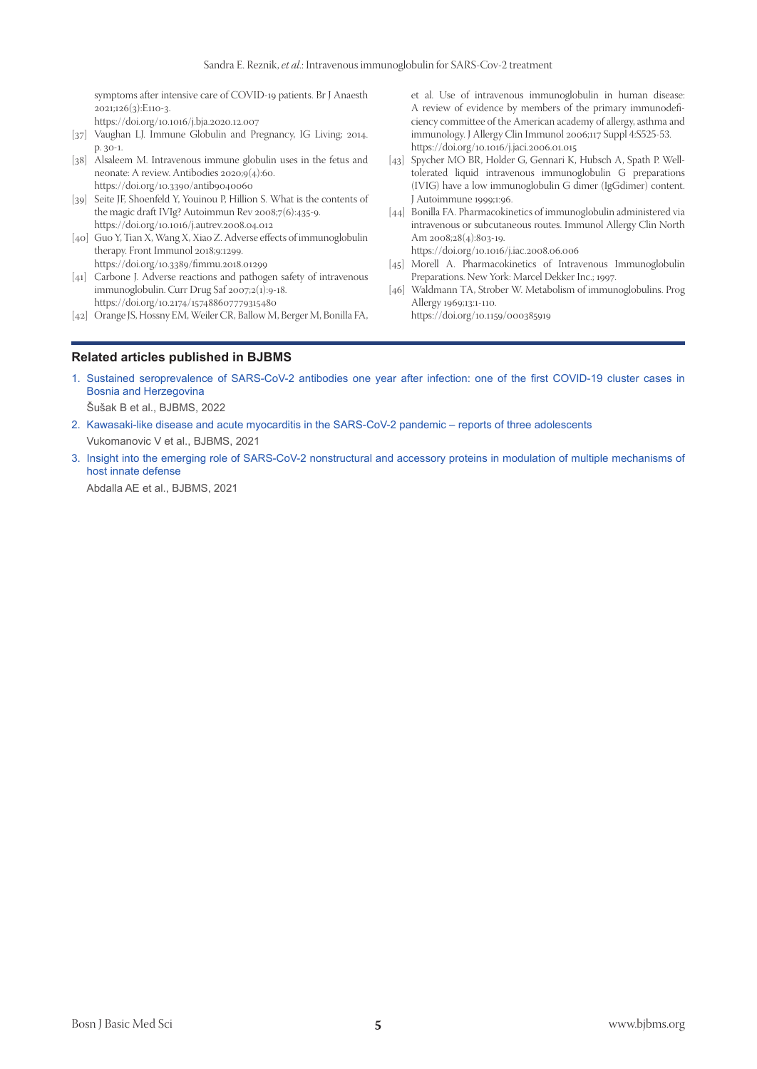symptoms after intensive care of COVID-19 patients. Br J Anaesth 2021;126(3):E110-3.
https://doi.org/10.1016/j.bja.2020.12.007

[37] Vaughan LJ. Immune Globulin and Pregnancy, IG Living; 2014. p. 30-1.

[38] Alsaleem M. Intravenous immune globulin uses in the fetus and neonate: A review. Antibodies 2020;9(4):60.
https://doi.org/10.3390/antib9040060

[39] Seite JF, Shoenfeld Y, Youinou P, Hillion S. What is the contents of the magic draft IVIg? Autoimmun Rev 2008;7(6):435-9.
https://doi.org/10.1016/j.autrev.2008.04.012

[40] Guo Y, Tian X, Wang X, Xiao Z. Adverse effects of immunoglobulin therapy. Front Immunol 2018;9:1299.
https://doi.org/10.3389/fimmu.2018.01299

[41] Carbone J. Adverse reactions and pathogen safety of intravenous immunoglobulin. Curr Drug Saf 2007;2(1):9-18.
https://doi.org/10.2174/157488607779315480

[42] Orange JS, Hossny EM, Weiler CR, Ballow M, Berger M, Bonilla FA, et al. Use of intravenous immunoglobulin in human disease: A review of evidence by members of the primary immunodeficiency committee of the American academy of allergy, asthma and immunology. J Allergy Clin Immunol 2006;117 Suppl 4:S525-53.
https://doi.org/10.1016/j.jaci.2006.01.015

[43] Spycher MO BR, Holder G, Gennari K, Hubsch A, Spath P. Well-tolerated liquid intravenous immunoglobulin G preparations (IVIG) have a low immunoglobulin G dimer (IgGdimer) content. J Autoimmune 1999;1:96.

[44] Bonilla FA. Pharmacokinetics of immunoglobulin administered via intravenous or subcutaneous routes. Immunol Allergy Clin North Am 2008;28(4):803-19.
https://doi.org/10.1016/j.iac.2008.06.006

[45] Morell A. Pharmacokinetics of Intravenous Immunoglobulin Preparations. New York: Marcel Dekker Inc.; 1997.

[46] Waldmann TA, Strober W. Metabolism of immunoglobulins. Prog Allergy 1969;13:1-110.
https://doi.org/10.1159/000385919

## Related articles published in BJBMS

1. Sustained seroprevalence of SARS-CoV-2 antibodies one year after infection: one of the first COVID-19 cluster cases in Bosnia and Herzegovina
   Šušak B et al., BJBMS, 2022
2. Kawasaki-like disease and acute myocarditis in the SARS-CoV-2 pandemic – reports of three adolescents
   Vukomanovic V et al., BJBMS, 2021
3. Insight into the emerging role of SARS-CoV-2 nonstructural and accessory proteins in modulation of multiple mechanisms of host innate defense
   Abdalla AE et al., BJBMS, 2021